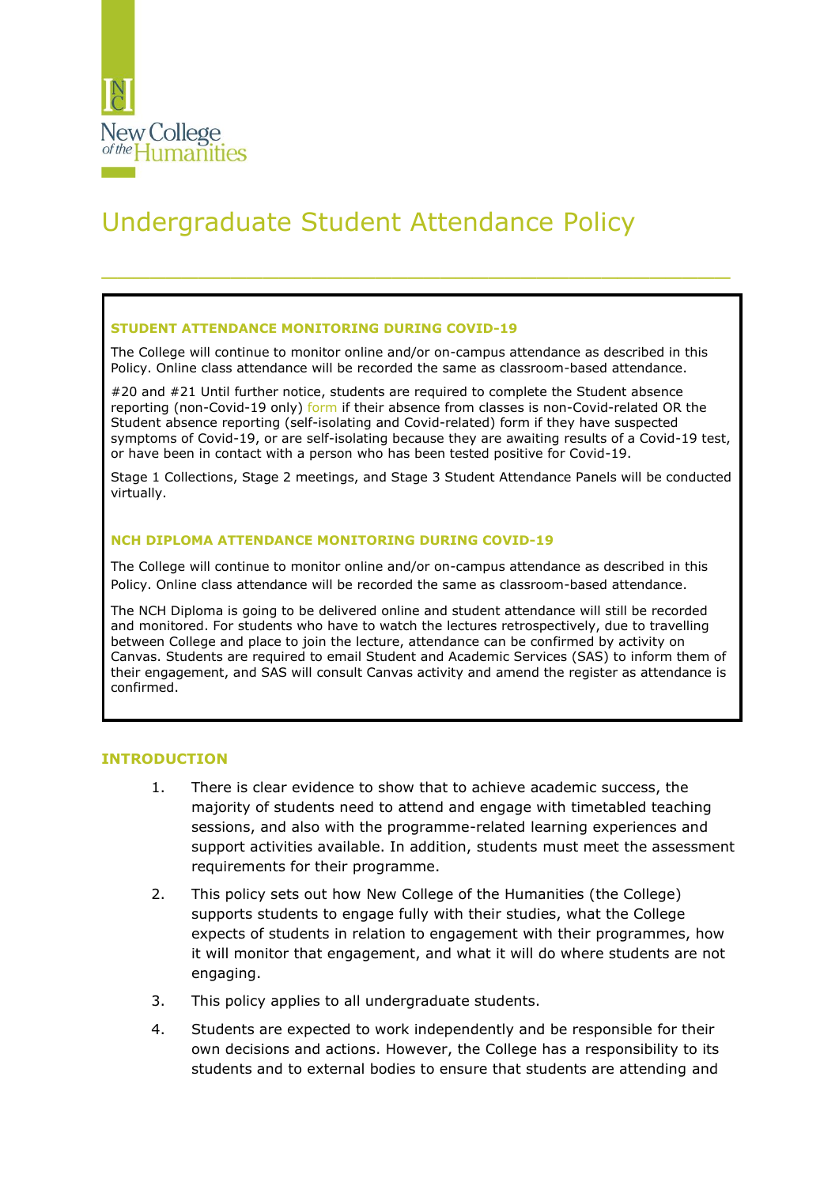# Undergraduate Student Attendance Policy

### STUDENT ATTENDANCE MONITORING DURING COVID-19

The College will continue to monitor online and/or on-campus attendance as described in this Policy. Online class attendance will be recorded the same as classroom-based attendance.

#20 and #21 Until further notice, students are required to complete the Student absence reporting (non-Covid-19 only) form if their absence from classes is non-Covid-related OR the Student absence reporting (self-isolating and Covid-related) form if they have suspected symptoms of Covid-19, or are self-isolating because they are awaiting results of a Covid-19 test, or have been in contact with a person who has been tested positive for Covid-19.

Stage 1 Collections, Stage 2 meetings, and Stage 3 Student Attendance Panels will be conducted virtually.

### NCH DIPLOMA ATTENDANCE MONITORING DURING COVID-19

The College will continue to monitor online and/or on-campus attendance as described in this Policy. Online class attendance will be recorded the same as classroom-based attendance.

The NCH Diploma is going to be delivered online and student attendance will still be recorded and monitored. For students who have to watch the lectures retrospectively, due to travelling between College and place to join the lecture, attendance can be confirmed by activity on Canvas. Students are required to email Student and Academic Services (SAS) to inform them of their engagement, and SAS will consult Canvas activity and amend the register as attendance is confirmed.

## INTRODUCTION

1. There is clear evidence to show that to achieve academic success, the majority of students need to attend and engage with timetabled teaching sessions, and also with the programme-related learning experiences and support activities available. In addition, students must meet the assessment requirements for their programme.
2. This policy sets out how New College of the Humanities (the College) supports students to engage fully with their studies, what the College expects of students in relation to engagement with their programmes, how it will monitor that engagement, and what it will do where students are not engaging.
3. This policy applies to all undergraduate students.
4. Students are expected to work independently and be responsible for their own decisions and actions. However, the College has a responsibility to its students and to external bodies to ensure that students are attending and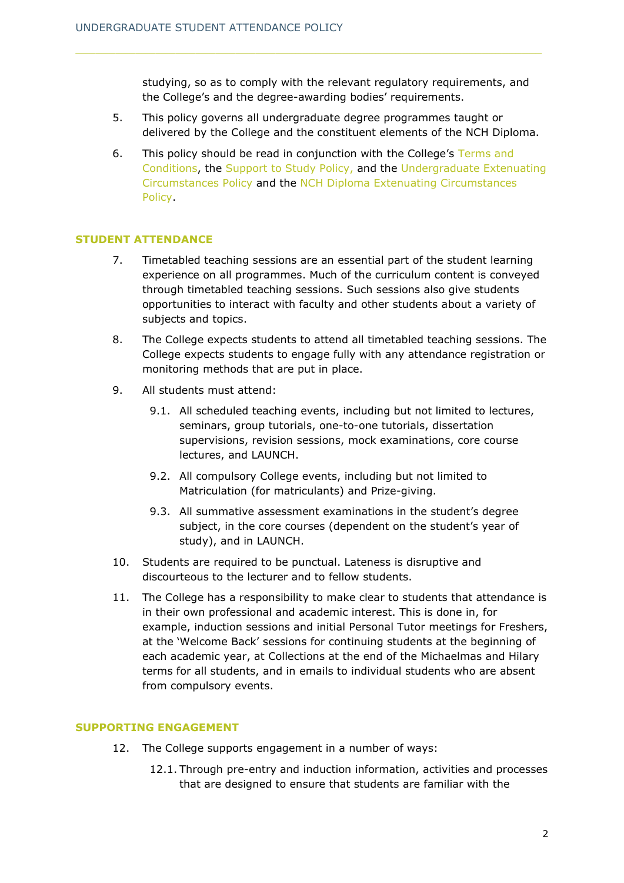studying, so as to comply with the relevant regulatory requirements, and the College's and the degree-awarding bodies' requirements.

5. This policy governs all undergraduate degree programmes taught or delivered by the College and the constituent elements of the NCH Diploma.

6. This policy should be read in conjunction with the College's Terms and Conditions, the Support to Study Policy, and the Undergraduate Extenuating Circumstances Policy and the NCH Diploma Extenuating Circumstances Policy.

## STUDENT ATTENDANCE

7. Timetabled teaching sessions are an essential part of the student learning experience on all programmes. Much of the curriculum content is conveyed through timetabled teaching sessions. Such sessions also give students opportunities to interact with faculty and other students about a variety of subjects and topics.

8. The College expects students to attend all timetabled teaching sessions. The College expects students to engage fully with any attendance registration or monitoring methods that are put in place.

9. All students must attend:

   9.1. All scheduled teaching events, including but not limited to lectures, seminars, group tutorials, one-to-one tutorials, dissertation supervisions, revision sessions, mock examinations, core course lectures, and LAUNCH.

   9.2. All compulsory College events, including but not limited to Matriculation (for matriculants) and Prize-giving.

   9.3. All summative assessment examinations in the student's degree subject, in the core courses (dependent on the student's year of study), and in LAUNCH.

10. Students are required to be punctual. Lateness is disruptive and discourteous to the lecturer and to fellow students.

11. The College has a responsibility to make clear to students that attendance is in their own professional and academic interest. This is done in, for example, induction sessions and initial Personal Tutor meetings for Freshers, at the 'Welcome Back' sessions for continuing students at the beginning of each academic year, at Collections at the end of the Michaelmas and Hilary terms for all students, and in emails to individual students who are absent from compulsory events.

## SUPPORTING ENGAGEMENT

12. The College supports engagement in a number of ways:

    12.1. Through pre-entry and induction information, activities and processes that are designed to ensure that students are familiar with the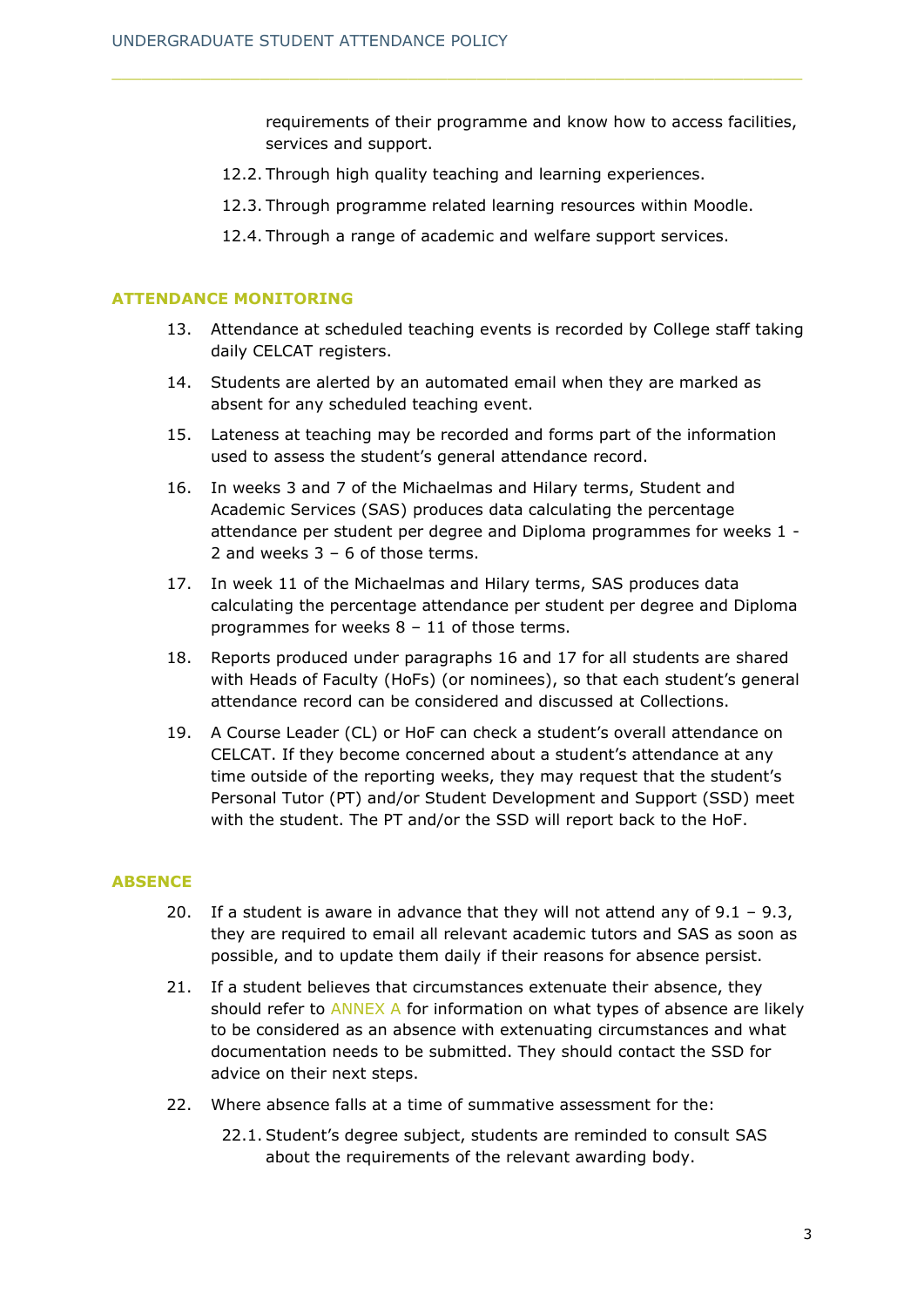requirements of their programme and know how to access facilities, services and support.

12.2. Through high quality teaching and learning experiences.

12.3. Through programme related learning resources within Moodle.

12.4. Through a range of academic and welfare support services.

## ATTENDANCE MONITORING

13. Attendance at scheduled teaching events is recorded by College staff taking daily CELCAT registers.

14. Students are alerted by an automated email when they are marked as absent for any scheduled teaching event.

15. Lateness at teaching may be recorded and forms part of the information used to assess the student's general attendance record.

16. In weeks 3 and 7 of the Michaelmas and Hilary terms, Student and Academic Services (SAS) produces data calculating the percentage attendance per student per degree and Diploma programmes for weeks 1 - 2 and weeks 3 – 6 of those terms.

17. In week 11 of the Michaelmas and Hilary terms, SAS produces data calculating the percentage attendance per student per degree and Diploma programmes for weeks 8 – 11 of those terms.

18. Reports produced under paragraphs 16 and 17 for all students are shared with Heads of Faculty (HoFs) (or nominees), so that each student's general attendance record can be considered and discussed at Collections.

19. A Course Leader (CL) or HoF can check a student's overall attendance on CELCAT. If they become concerned about a student's attendance at any time outside of the reporting weeks, they may request that the student's Personal Tutor (PT) and/or Student Development and Support (SSD) meet with the student. The PT and/or the SSD will report back to the HoF.

## ABSENCE

20. If a student is aware in advance that they will not attend any of 9.1 – 9.3, they are required to email all relevant academic tutors and SAS as soon as possible, and to update them daily if their reasons for absence persist.

21. If a student believes that circumstances extenuate their absence, they should refer to ANNEX A for information on what types of absence are likely to be considered as an absence with extenuating circumstances and what documentation needs to be submitted. They should contact the SSD for advice on their next steps.

22. Where absence falls at a time of summative assessment for the:

    22.1. Student's degree subject, students are reminded to consult SAS about the requirements of the relevant awarding body.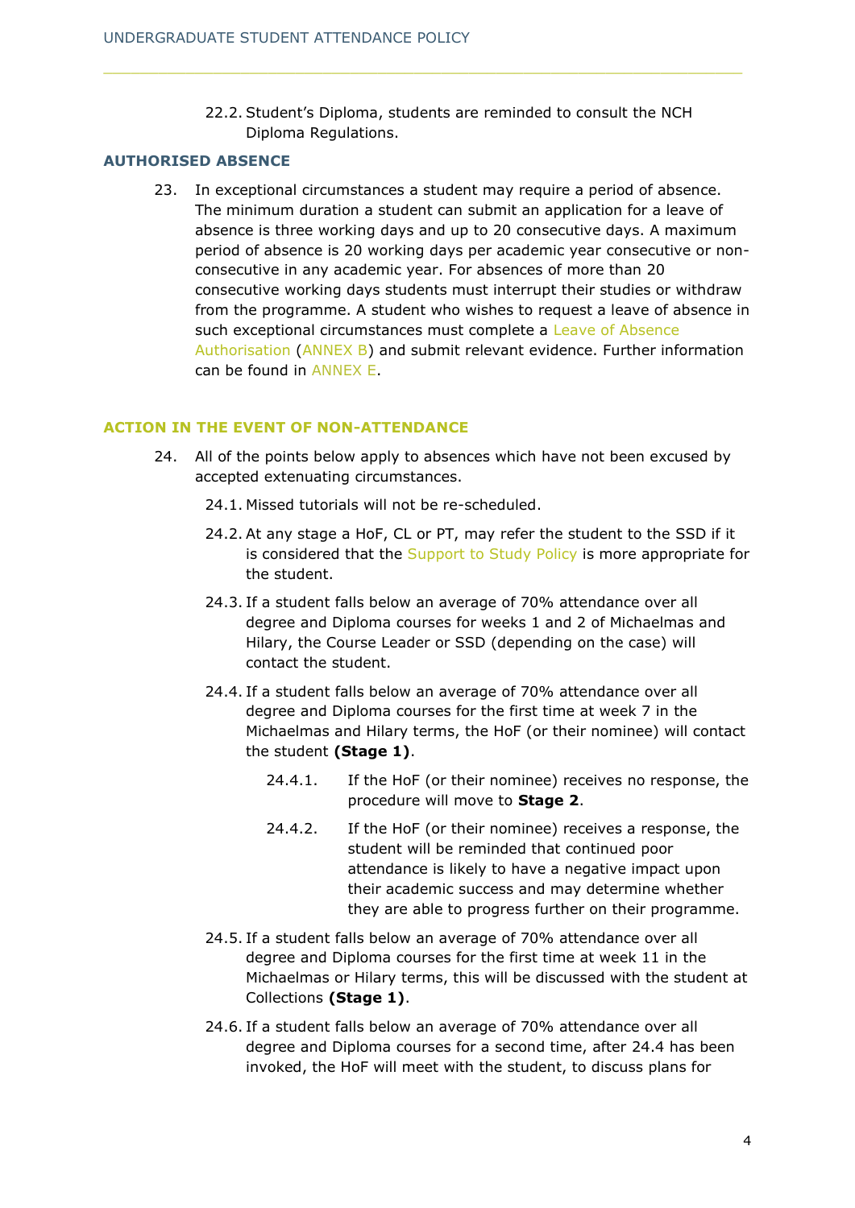22.2. Student's Diploma, students are reminded to consult the NCH Diploma Regulations.

## AUTHORISED ABSENCE

23. In exceptional circumstances a student may require a period of absence. The minimum duration a student can submit an application for a leave of absence is three working days and up to 20 consecutive days. A maximum period of absence is 20 working days per academic year consecutive or non-consecutive in any academic year. For absences of more than 20 consecutive working days students must interrupt their studies or withdraw from the programme. A student who wishes to request a leave of absence in such exceptional circumstances must complete a Leave of Absence Authorisation (ANNEX B) and submit relevant evidence. Further information can be found in ANNEX E.

## ACTION IN THE EVENT OF NON-ATTENDANCE

24. All of the points below apply to absences which have not been excused by accepted extenuating circumstances.

    24.1. Missed tutorials will not be re-scheduled.

    24.2. At any stage a HoF, CL or PT, may refer the student to the SSD if it is considered that the Support to Study Policy is more appropriate for the student.

    24.3. If a student falls below an average of 70% attendance over all degree and Diploma courses for weeks 1 and 2 of Michaelmas and Hilary, the Course Leader or SSD (depending on the case) will contact the student.

    24.4. If a student falls below an average of 70% attendance over all degree and Diploma courses for the first time at week 7 in the Michaelmas and Hilary terms, the HoF (or their nominee) will contact the student **(Stage 1)**.

        24.4.1. If the HoF (or their nominee) receives no response, the procedure will move to **Stage 2**.

        24.4.2. If the HoF (or their nominee) receives a response, the student will be reminded that continued poor attendance is likely to have a negative impact upon their academic success and may determine whether they are able to progress further on their programme.

    24.5. If a student falls below an average of 70% attendance over all degree and Diploma courses for the first time at week 11 in the Michaelmas or Hilary terms, this will be discussed with the student at Collections **(Stage 1)**.

    24.6. If a student falls below an average of 70% attendance over all degree and Diploma courses for a second time, after 24.4 has been invoked, the HoF will meet with the student, to discuss plans for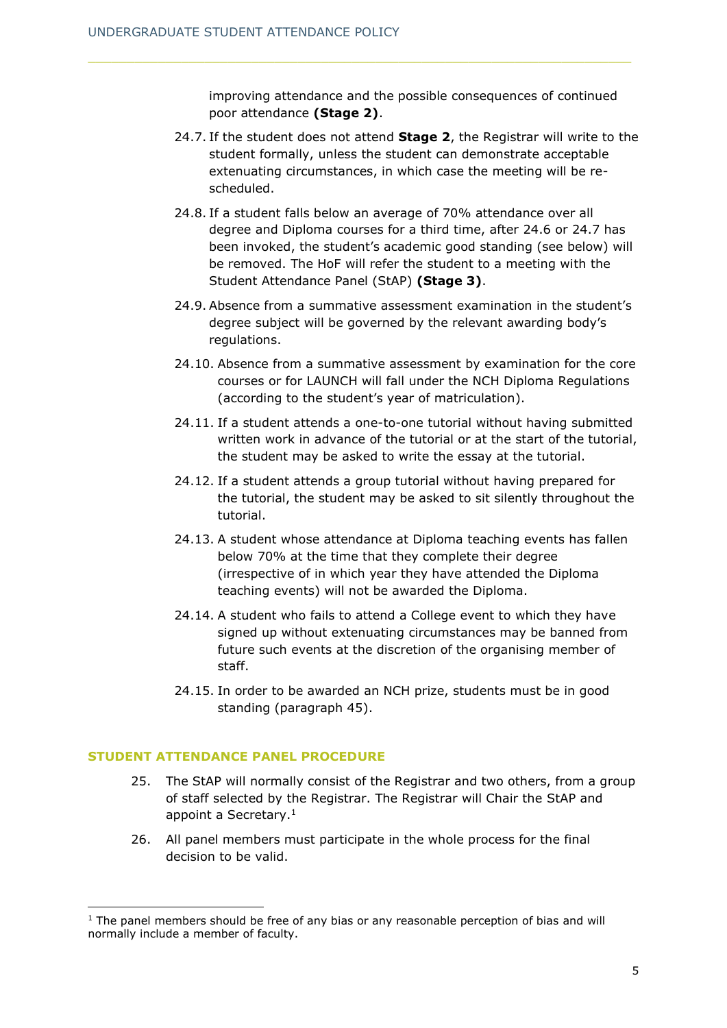improving attendance and the possible consequences of continued poor attendance **(Stage 2)**.

24.7. If the student does not attend **Stage 2**, the Registrar will write to the student formally, unless the student can demonstrate acceptable extenuating circumstances, in which case the meeting will be re-scheduled.

24.8. If a student falls below an average of 70% attendance over all degree and Diploma courses for a third time, after 24.6 or 24.7 has been invoked, the student's academic good standing (see below) will be removed. The HoF will refer the student to a meeting with the Student Attendance Panel (StAP) **(Stage 3)**.

24.9. Absence from a summative assessment examination in the student's degree subject will be governed by the relevant awarding body's regulations.

24.10. Absence from a summative assessment by examination for the core courses or for LAUNCH will fall under the NCH Diploma Regulations (according to the student's year of matriculation).

24.11. If a student attends a one-to-one tutorial without having submitted written work in advance of the tutorial or at the start of the tutorial, the student may be asked to write the essay at the tutorial.

24.12. If a student attends a group tutorial without having prepared for the tutorial, the student may be asked to sit silently throughout the tutorial.

24.13. A student whose attendance at Diploma teaching events has fallen below 70% at the time that they complete their degree (irrespective of in which year they have attended the Diploma teaching events) will not be awarded the Diploma.

24.14. A student who fails to attend a College event to which they have signed up without extenuating circumstances may be banned from future such events at the discretion of the organising member of staff.

24.15. In order to be awarded an NCH prize, students must be in good standing (paragraph 45).

## STUDENT ATTENDANCE PANEL PROCEDURE

25. The StAP will normally consist of the Registrar and two others, from a group of staff selected by the Registrar. The Registrar will Chair the StAP and appoint a Secretary.[1]

26. All panel members must participate in the whole process for the final decision to be valid.

[1] The panel members should be free of any bias or any reasonable perception of bias and will normally include a member of faculty.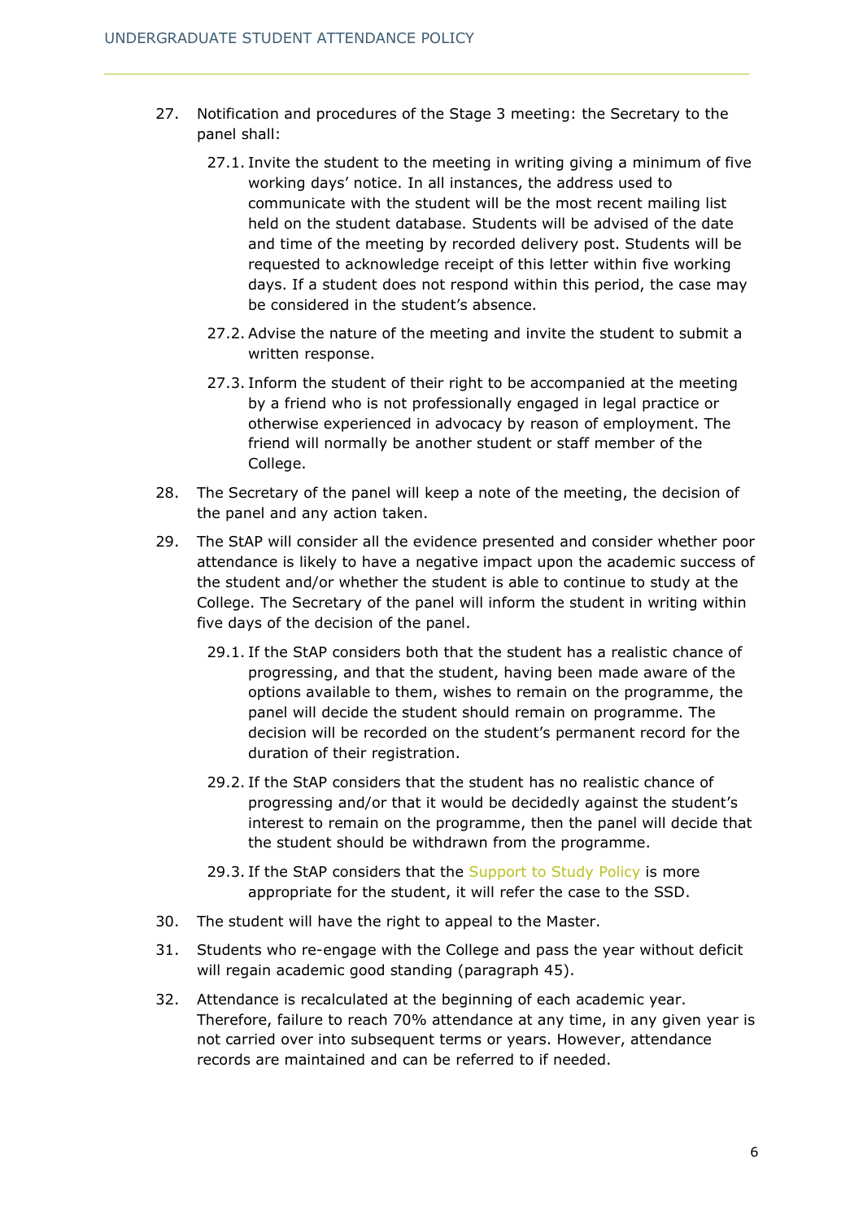27. Notification and procedures of the Stage 3 meeting: the Secretary to the panel shall:

    27.1. Invite the student to the meeting in writing giving a minimum of five working days' notice. In all instances, the address used to communicate with the student will be the most recent mailing list held on the student database. Students will be advised of the date and time of the meeting by recorded delivery post. Students will be requested to acknowledge receipt of this letter within five working days. If a student does not respond within this period, the case may be considered in the student's absence.

    27.2. Advise the nature of the meeting and invite the student to submit a written response.

    27.3. Inform the student of their right to be accompanied at the meeting by a friend who is not professionally engaged in legal practice or otherwise experienced in advocacy by reason of employment. The friend will normally be another student or staff member of the College.

28. The Secretary of the panel will keep a note of the meeting, the decision of the panel and any action taken.

29. The StAP will consider all the evidence presented and consider whether poor attendance is likely to have a negative impact upon the academic success of the student and/or whether the student is able to continue to study at the College. The Secretary of the panel will inform the student in writing within five days of the decision of the panel.

    29.1. If the StAP considers both that the student has a realistic chance of progressing, and that the student, having been made aware of the options available to them, wishes to remain on the programme, the panel will decide the student should remain on programme. The decision will be recorded on the student's permanent record for the duration of their registration.

    29.2. If the StAP considers that the student has no realistic chance of progressing and/or that it would be decidedly against the student's interest to remain on the programme, then the panel will decide that the student should be withdrawn from the programme.

    29.3. If the StAP considers that the Support to Study Policy is more appropriate for the student, it will refer the case to the SSD.

30. The student will have the right to appeal to the Master.

31. Students who re-engage with the College and pass the year without deficit will regain academic good standing (paragraph 45).

32. Attendance is recalculated at the beginning of each academic year. Therefore, failure to reach 70% attendance at any time, in any given year is not carried over into subsequent terms or years. However, attendance records are maintained and can be referred to if needed.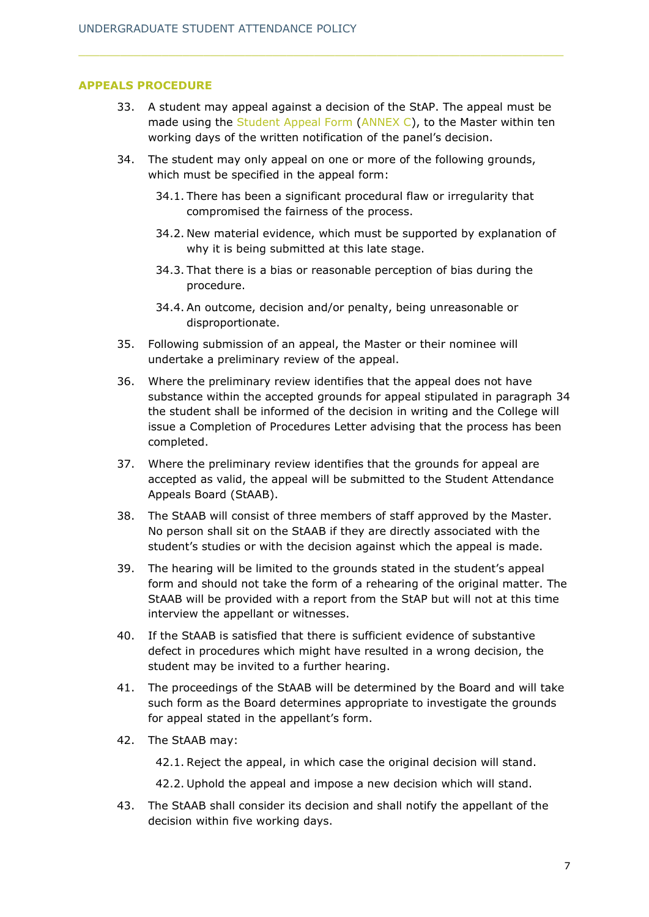## APPEALS PROCEDURE

33. A student may appeal against a decision of the StAP. The appeal must be made using the Student Appeal Form (ANNEX C), to the Master within ten working days of the written notification of the panel's decision.

34. The student may only appeal on one or more of the following grounds, which must be specified in the appeal form:

    34.1. There has been a significant procedural flaw or irregularity that compromised the fairness of the process.

    34.2. New material evidence, which must be supported by explanation of why it is being submitted at this late stage.

    34.3. That there is a bias or reasonable perception of bias during the procedure.

    34.4. An outcome, decision and/or penalty, being unreasonable or disproportionate.

35. Following submission of an appeal, the Master or their nominee will undertake a preliminary review of the appeal.

36. Where the preliminary review identifies that the appeal does not have substance within the accepted grounds for appeal stipulated in paragraph 34 the student shall be informed of the decision in writing and the College will issue a Completion of Procedures Letter advising that the process has been completed.

37. Where the preliminary review identifies that the grounds for appeal are accepted as valid, the appeal will be submitted to the Student Attendance Appeals Board (StAAB).

38. The StAAB will consist of three members of staff approved by the Master. No person shall sit on the StAAB if they are directly associated with the student's studies or with the decision against which the appeal is made.

39. The hearing will be limited to the grounds stated in the student's appeal form and should not take the form of a rehearing of the original matter. The StAAB will be provided with a report from the StAP but will not at this time interview the appellant or witnesses.

40. If the StAAB is satisfied that there is sufficient evidence of substantive defect in procedures which might have resulted in a wrong decision, the student may be invited to a further hearing.

41. The proceedings of the StAAB will be determined by the Board and will take such form as the Board determines appropriate to investigate the grounds for appeal stated in the appellant's form.

42. The StAAB may:

    42.1. Reject the appeal, in which case the original decision will stand.

    42.2. Uphold the appeal and impose a new decision which will stand.

43. The StAAB shall consider its decision and shall notify the appellant of the decision within five working days.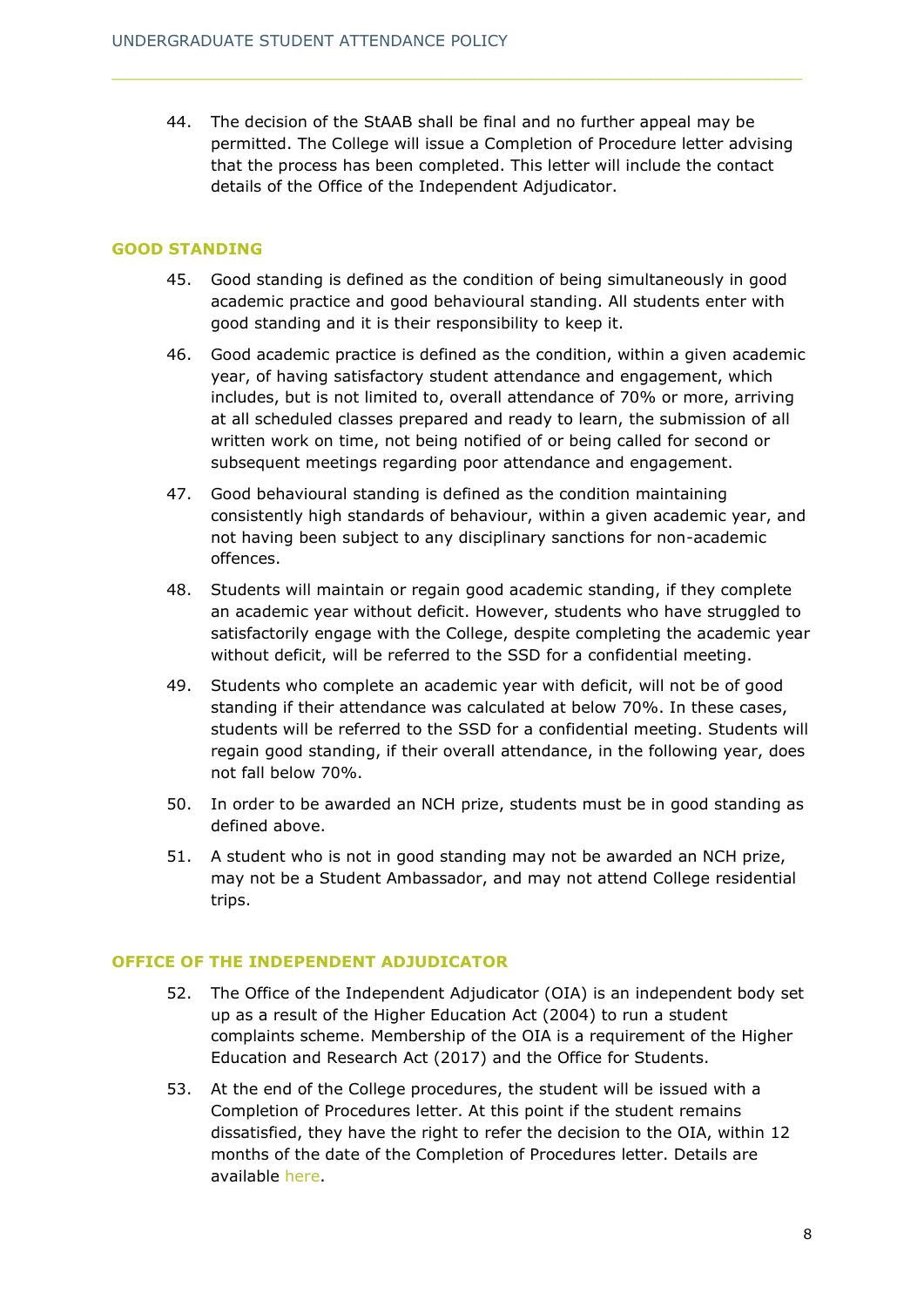44. The decision of the StAAB shall be final and no further appeal may be permitted. The College will issue a Completion of Procedure letter advising that the process has been completed. This letter will include the contact details of the Office of the Independent Adjudicator.

## GOOD STANDING

45. Good standing is defined as the condition of being simultaneously in good academic practice and good behavioural standing. All students enter with good standing and it is their responsibility to keep it.

46. Good academic practice is defined as the condition, within a given academic year, of having satisfactory student attendance and engagement, which includes, but is not limited to, overall attendance of 70% or more, arriving at all scheduled classes prepared and ready to learn, the submission of all written work on time, not being notified of or being called for second or subsequent meetings regarding poor attendance and engagement.

47. Good behavioural standing is defined as the condition maintaining consistently high standards of behaviour, within a given academic year, and not having been subject to any disciplinary sanctions for non-academic offences.

48. Students will maintain or regain good academic standing, if they complete an academic year without deficit. However, students who have struggled to satisfactorily engage with the College, despite completing the academic year without deficit, will be referred to the SSD for a confidential meeting.

49. Students who complete an academic year with deficit, will not be of good standing if their attendance was calculated at below 70%. In these cases, students will be referred to the SSD for a confidential meeting. Students will regain good standing, if their overall attendance, in the following year, does not fall below 70%.

50. In order to be awarded an NCH prize, students must be in good standing as defined above.

51. A student who is not in good standing may not be awarded an NCH prize, may not be a Student Ambassador, and may not attend College residential trips.

## OFFICE OF THE INDEPENDENT ADJUDICATOR

52. The Office of the Independent Adjudicator (OIA) is an independent body set up as a result of the Higher Education Act (2004) to run a student complaints scheme. Membership of the OIA is a requirement of the Higher Education and Research Act (2017) and the Office for Students.

53. At the end of the College procedures, the student will be issued with a Completion of Procedures letter. At this point if the student remains dissatisfied, they have the right to refer the decision to the OIA, within 12 months of the date of the Completion of Procedures letter. Details are available here.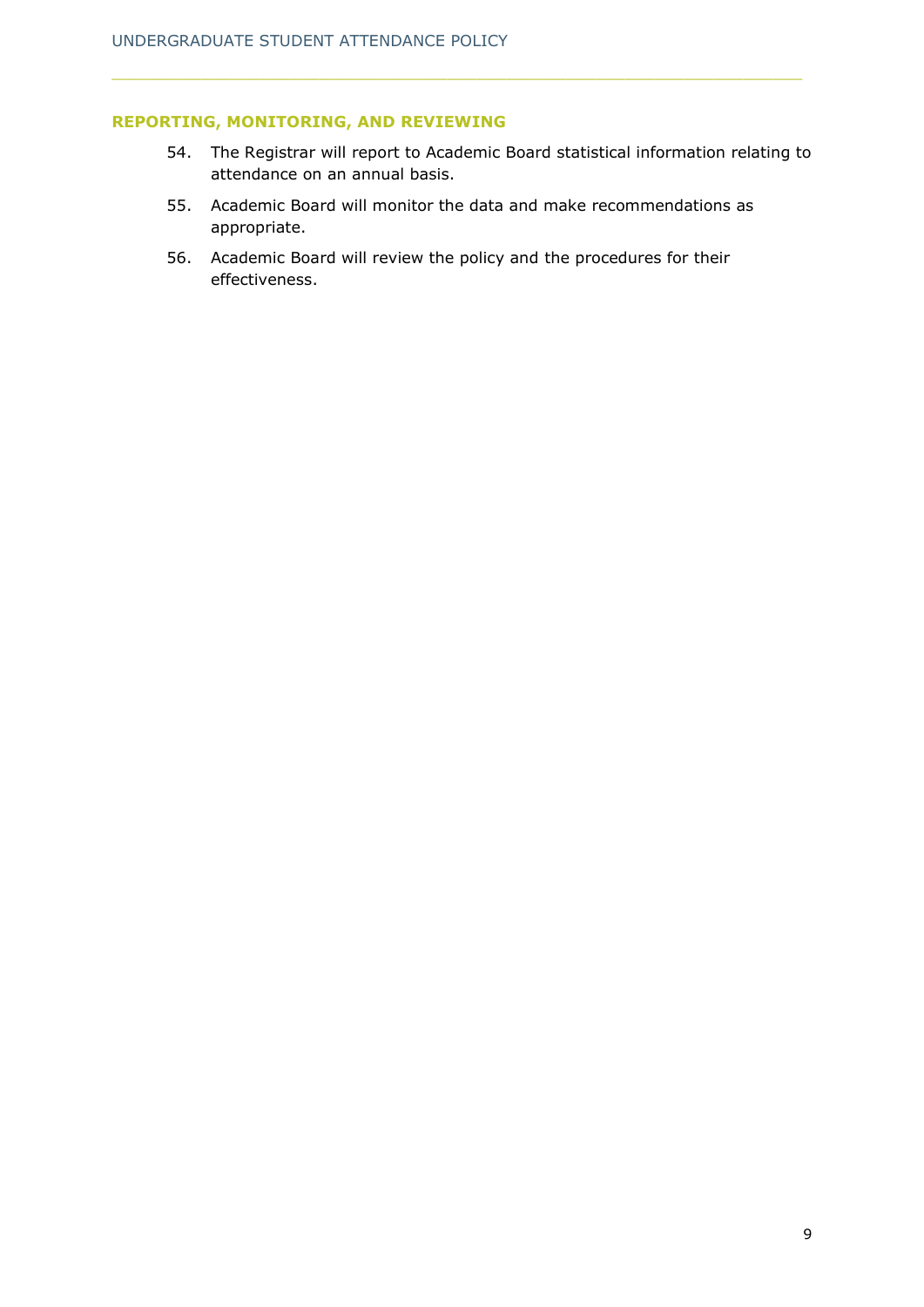## REPORTING, MONITORING, AND REVIEWING

54. The Registrar will report to Academic Board statistical information relating to attendance on an annual basis.
55. Academic Board will monitor the data and make recommendations as appropriate.
56. Academic Board will review the policy and the procedures for their effectiveness.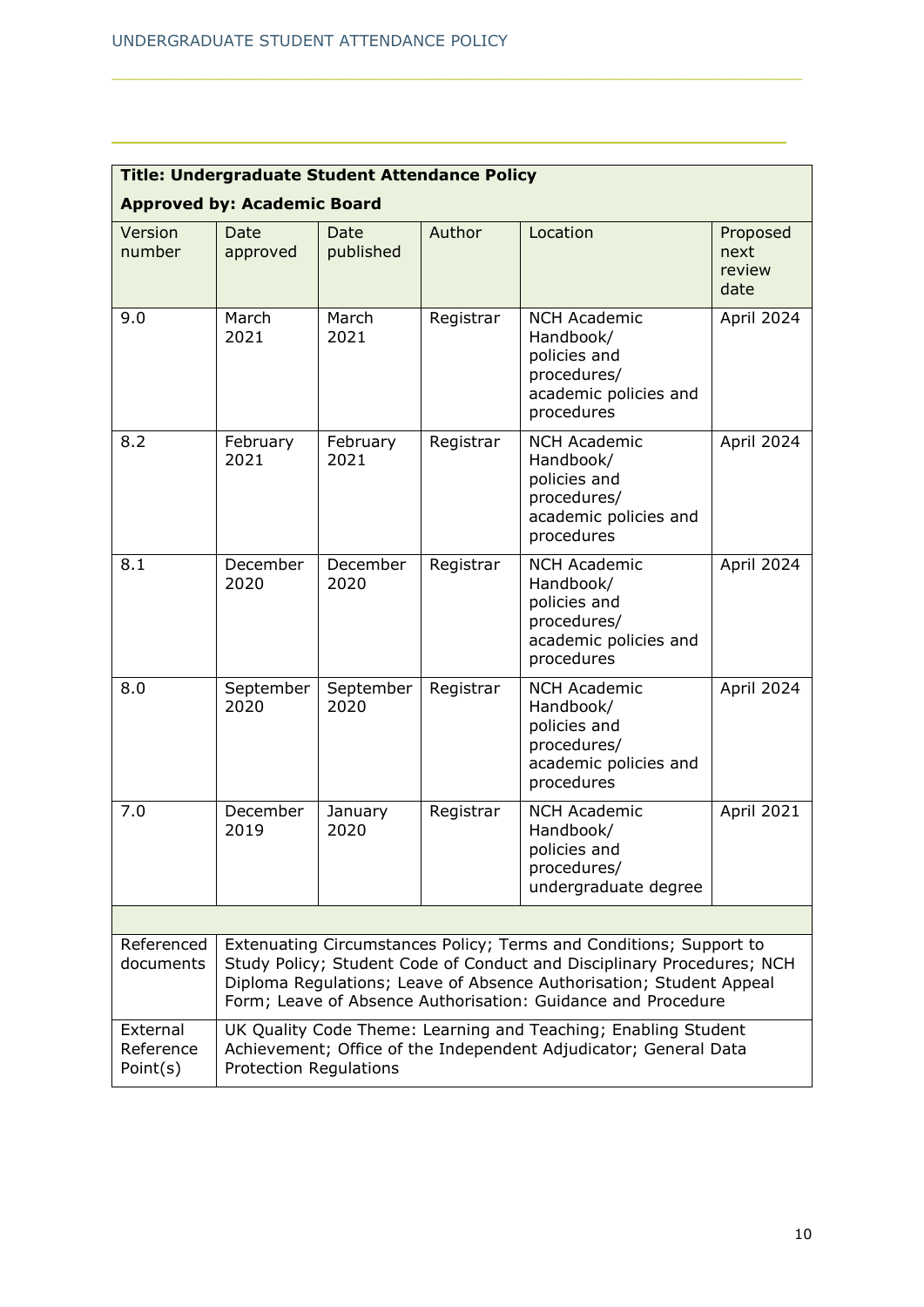| **Title: Undergraduate Student Attendance Policy**<br>**Approved by: Academic Board** | | | | | |
|---|---|---|---|---|---|
| Version number | Date approved | Date published | Author | Location | Proposed next review date |
| 9.0 | March 2021 | March 2021 | Registrar | NCH Academic Handbook/ policies and procedures/ academic policies and procedures | April 2024 |
| 8.2 | February 2021 | February 2021 | Registrar | NCH Academic Handbook/ policies and procedures/ academic policies and procedures | April 2024 |
| 8.1 | December 2020 | December 2020 | Registrar | NCH Academic Handbook/ policies and procedures/ academic policies and procedures | April 2024 |
| 8.0 | September 2020 | September 2020 | Registrar | NCH Academic Handbook/ policies and procedures/ academic policies and procedures | April 2024 |
| 7.0 | December 2019 | January 2020 | Registrar | NCH Academic Handbook/ policies and procedures/ undergraduate degree | April 2021 |
| | | | | | |
| Referenced documents | Extenuating Circumstances Policy; Terms and Conditions; Support to Study Policy; Student Code of Conduct and Disciplinary Procedures; NCH Diploma Regulations; Leave of Absence Authorisation; Student Appeal Form; Leave of Absence Authorisation: Guidance and Procedure | | | | |
| External Reference Point(s) | UK Quality Code Theme: Learning and Teaching; Enabling Student Achievement; Office of the Independent Adjudicator; General Data Protection Regulations | | | | |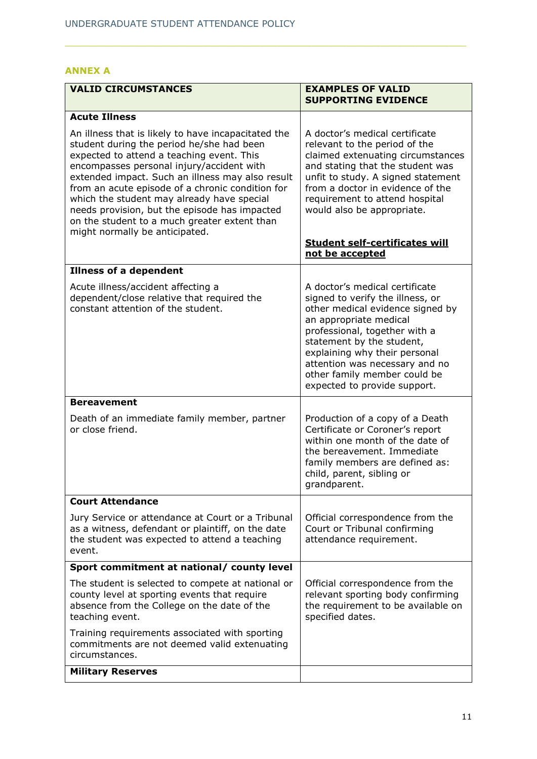## ANNEX A

| VALID CIRCUMSTANCES | EXAMPLES OF VALID SUPPORTING EVIDENCE |
|---|---|
| **Acute Illness**<br><br>An illness that is likely to have incapacitated the student during the period he/she had been expected to attend a teaching event. This encompasses personal injury/accident with extended impact. Such an illness may also result from an acute episode of a chronic condition for which the student may already have special needs provision, but the episode has impacted on the student to a much greater extent than might normally be anticipated. | A doctor's medical certificate relevant to the period of the claimed extenuating circumstances and stating that the student was unfit to study. A signed statement from a doctor in evidence of the requirement to attend hospital would also be appropriate.<br><br>**<u>Student self-certificates will not be accepted</u>** |
| **Illness of a dependent**<br><br>Acute illness/accident affecting a dependent/close relative that required the constant attention of the student. | A doctor's medical certificate signed to verify the illness, or other medical evidence signed by an appropriate medical professional, together with a statement by the student, explaining why their personal attention was necessary and no other family member could be expected to provide support. |
| **Bereavement**<br><br>Death of an immediate family member, partner or close friend. | Production of a copy of a Death Certificate or Coroner's report within one month of the date of the bereavement. Immediate family members are defined as: child, parent, sibling or grandparent. |
| **Court Attendance**<br><br>Jury Service or attendance at Court or a Tribunal as a witness, defendant or plaintiff, on the date the student was expected to attend a teaching event. | Official correspondence from the Court or Tribunal confirming attendance requirement. |
| **Sport commitment at national/ county level**<br><br>The student is selected to compete at national or county level at sporting events that require absence from the College on the date of the teaching event.<br><br>Training requirements associated with sporting commitments are not deemed valid extenuating circumstances. | Official correspondence from the relevant sporting body confirming the requirement to be available on specified dates. |
| **Military Reserves** | |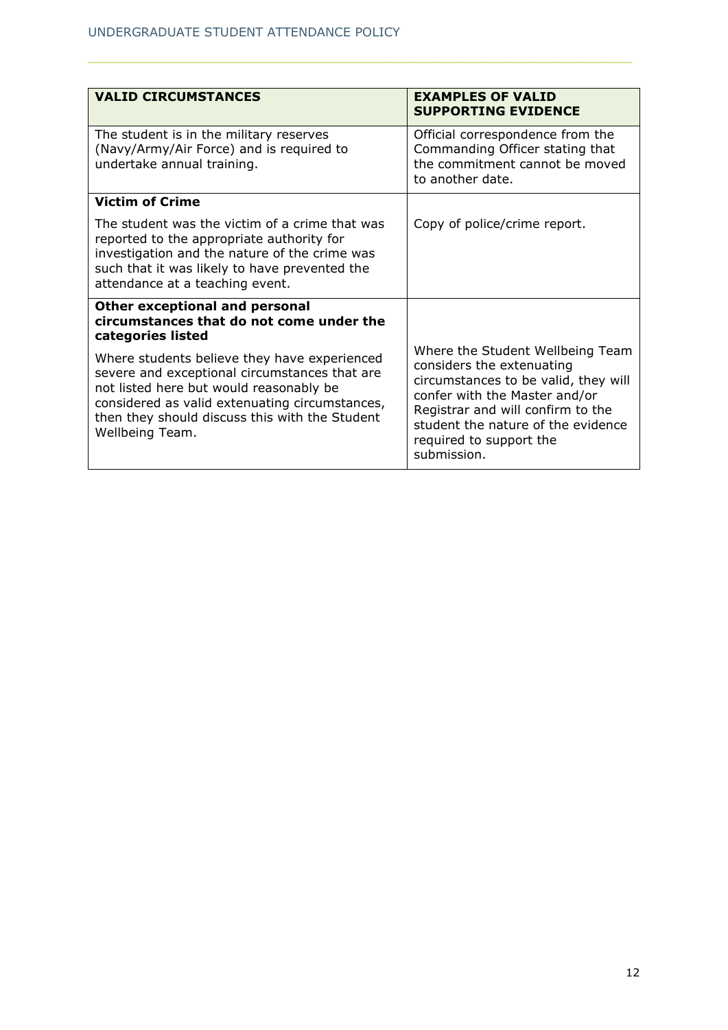| **VALID CIRCUMSTANCES** | **EXAMPLES OF VALID SUPPORTING EVIDENCE** |
|---|---|
| The student is in the military reserves (Navy/Army/Air Force) and is required to undertake annual training. | Official correspondence from the Commanding Officer stating that the commitment cannot be moved to another date. |
| **Victim of Crime**<br><br>The student was the victim of a crime that was reported to the appropriate authority for investigation and the nature of the crime was such that it was likely to have prevented the attendance at a teaching event. | Copy of police/crime report. |
| **Other exceptional and personal circumstances that do not come under the categories listed**<br><br>Where students believe they have experienced severe and exceptional circumstances that are not listed here but would reasonably be considered as valid extenuating circumstances, then they should discuss this with the Student Wellbeing Team. | Where the Student Wellbeing Team considers the extenuating circumstances to be valid, they will confer with the Master and/or Registrar and will confirm to the student the nature of the evidence required to support the submission. |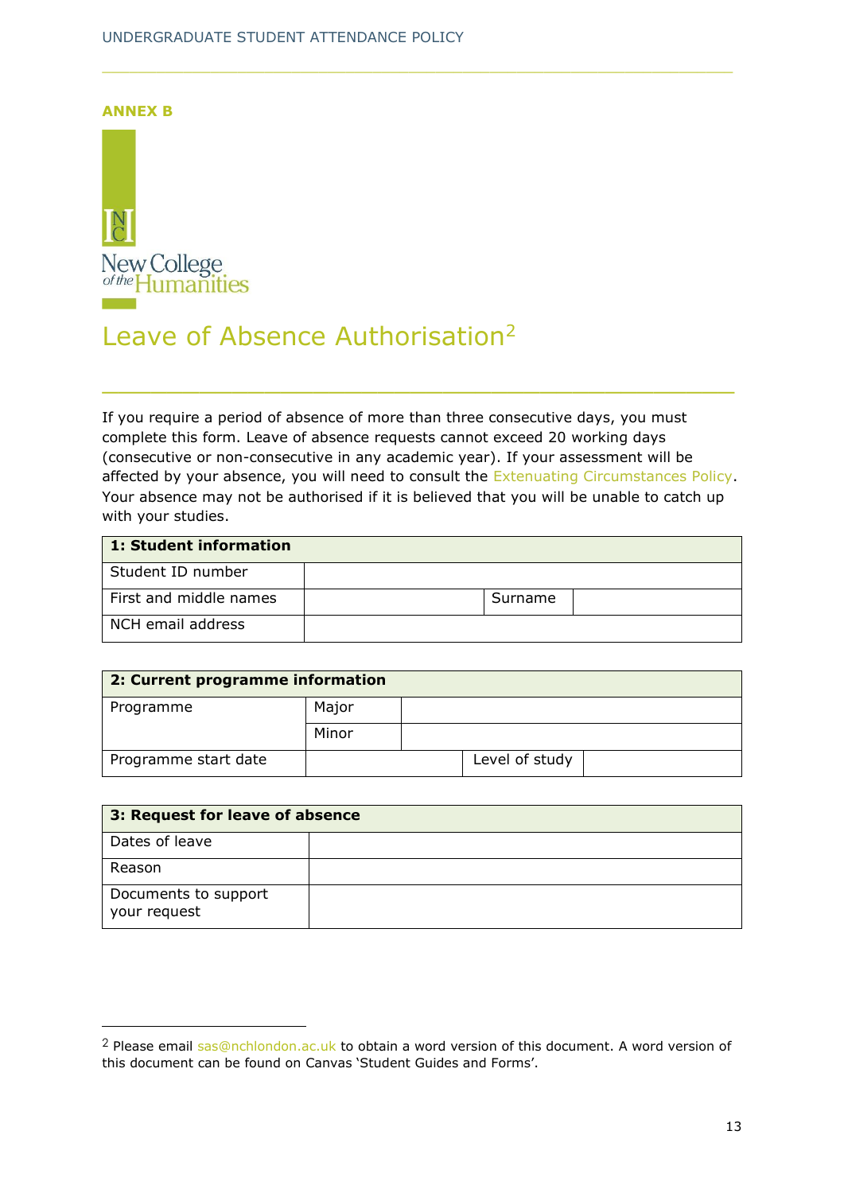**ANNEX B**

New College of the Humanities

# Leave of Absence Authorisation[2]

If you require a period of absence of more than three consecutive days, you must complete this form. Leave of absence requests cannot exceed 20 working days (consecutive or non-consecutive in any academic year). If your assessment will be affected by your absence, you will need to consult the Extenuating Circumstances Policy. Your absence may not be authorised if it is believed that you will be unable to catch up with your studies.

| **1: Student information** | | | |
|---|---|---|---|
| Student ID number | | | |
| First and middle names | | Surname | |
| NCH email address | | | |

| **2: Current programme information** | | | |
|---|---|---|---|
| Programme | Major | | |
| | Minor | | |
| Programme start date | | Level of study | |

| **3: Request for leave of absence** | |
|---|---|
| Dates of leave | |
| Reason | |
| Documents to support your request | |

---

[2] Please email sas@nchlondon.ac.uk to obtain a word version of this document. A word version of this document can be found on Canvas 'Student Guides and Forms'.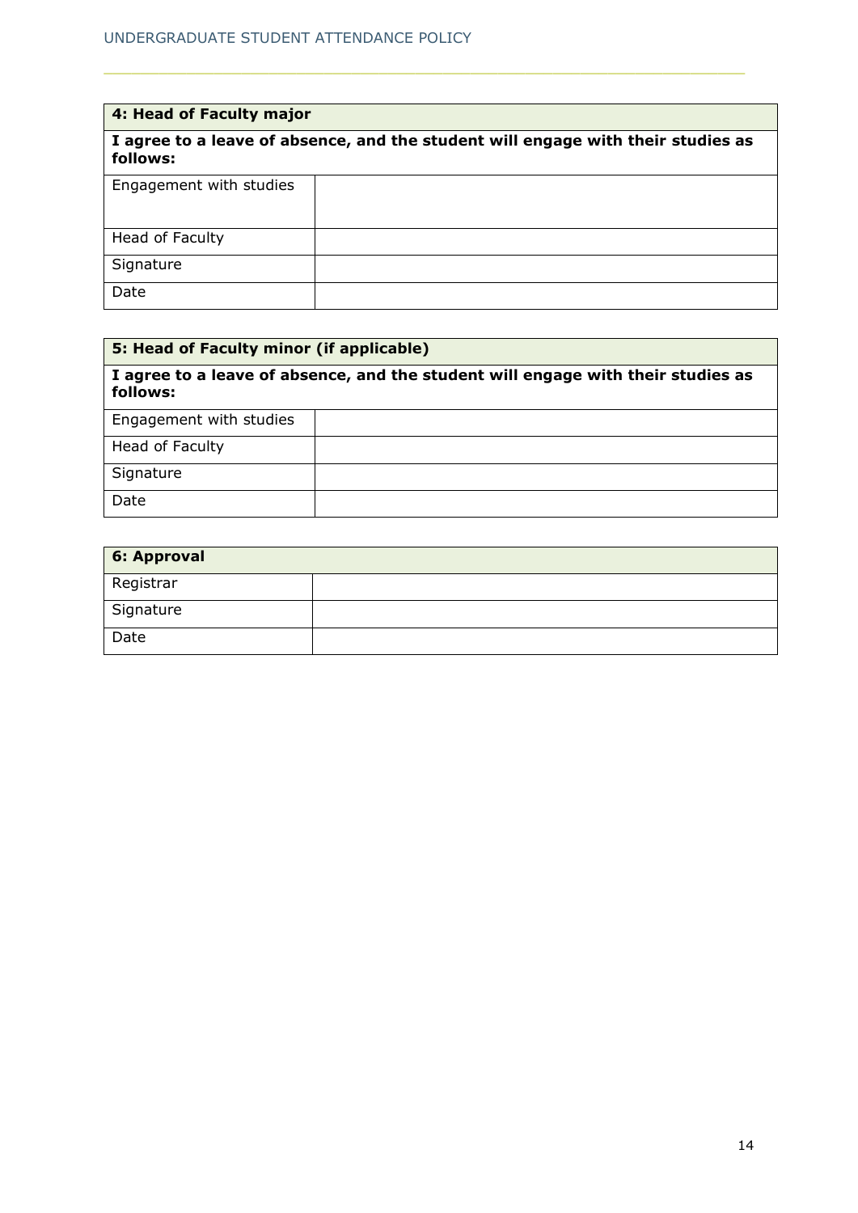| **4: Head of Faculty major** | |
|---|---|
| **I agree to a leave of absence, and the student will engage with their studies as follows:** | |
| Engagement with studies | |
| Head of Faculty | |
| Signature | |
| Date | |

| **5: Head of Faculty minor (if applicable)** | |
|---|---|
| **I agree to a leave of absence, and the student will engage with their studies as follows:** | |
| Engagement with studies | |
| Head of Faculty | |
| Signature | |
| Date | |

| **6: Approval** | |
|---|---|
| Registrar | |
| Signature | |
| Date | |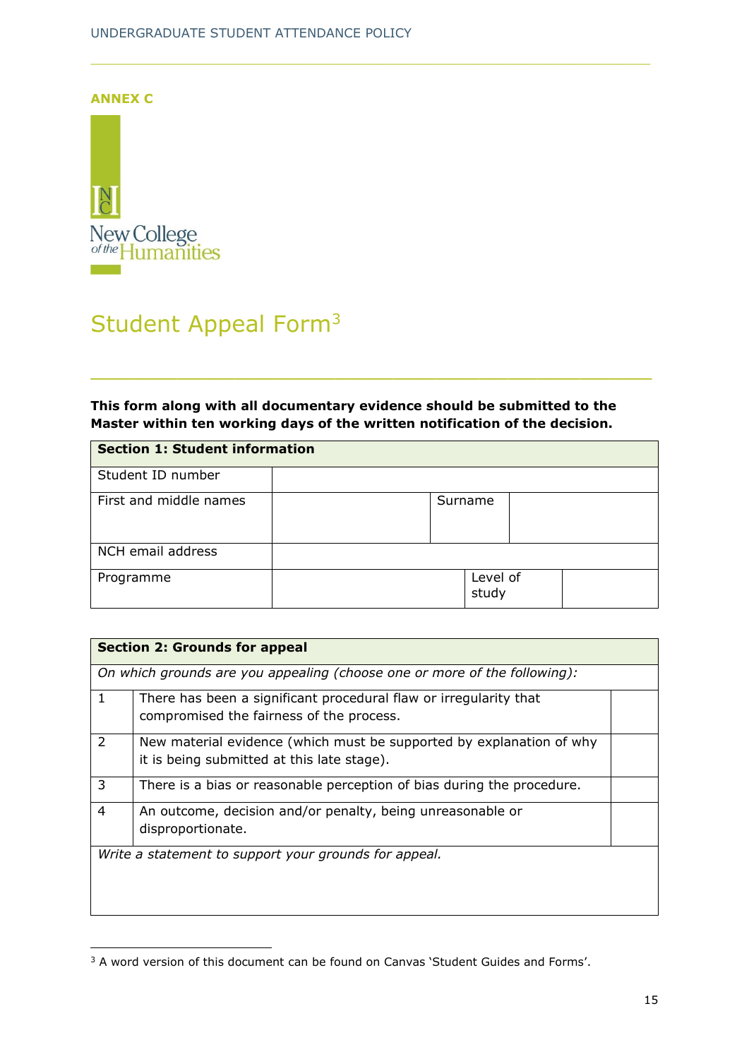**ANNEX C**

New College of the Humanities

# Student Appeal Form[3]

**This form along with all documentary evidence should be submitted to the Master within ten working days of the written notification of the decision.**

| **Section 1: Student information** | | | |
|---|---|---|---|
| Student ID number | | | |
| First and middle names | | Surname | |
| NCH email address | | | |
| Programme | | Level of study | |

| **Section 2: Grounds for appeal** | | |
|---|---|---|
| *On which grounds are you appealing (choose one or more of the following):* | | |
| 1 | There has been a significant procedural flaw or irregularity that compromised the fairness of the process. | |
| 2 | New material evidence (which must be supported by explanation of why it is being submitted at this late stage). | |
| 3 | There is a bias or reasonable perception of bias during the procedure. | |
| 4 | An outcome, decision and/or penalty, being unreasonable or disproportionate. | |
| *Write a statement to support your grounds for appeal.* | | |

[3] A word version of this document can be found on Canvas 'Student Guides and Forms'.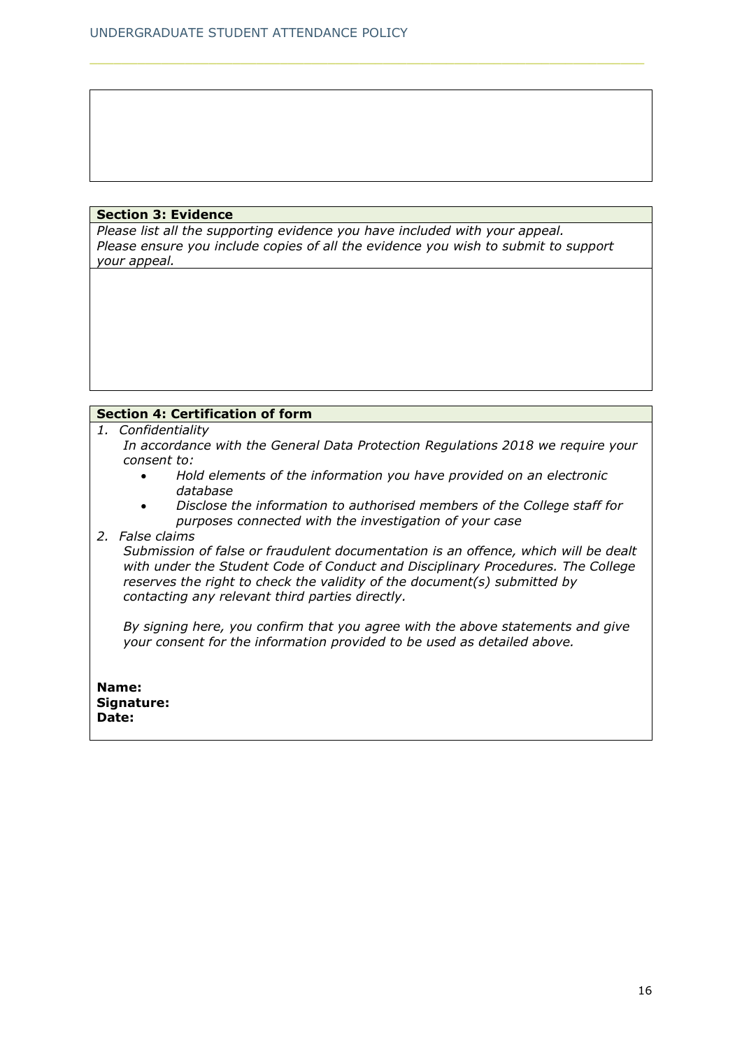**Section 3: Evidence**

*Please list all the supporting evidence you have included with your appeal.*
*Please ensure you include copies of all the evidence you wish to submit to support your appeal.*

**Section 4: Certification of form**

1. *Confidentiality*
   *In accordance with the General Data Protection Regulations 2018 we require your consent to:*
   - *Hold elements of the information you have provided on an electronic database*
   - *Disclose the information to authorised members of the College staff for purposes connected with the investigation of your case*
2. *False claims*
   *Submission of false or fraudulent documentation is an offence, which will be dealt with under the Student Code of Conduct and Disciplinary Procedures. The College reserves the right to check the validity of the document(s) submitted by contacting any relevant third parties directly.*

   *By signing here, you confirm that you agree with the above statements and give your consent for the information provided to be used as detailed above.*

**Name:**
**Signature:**
**Date:**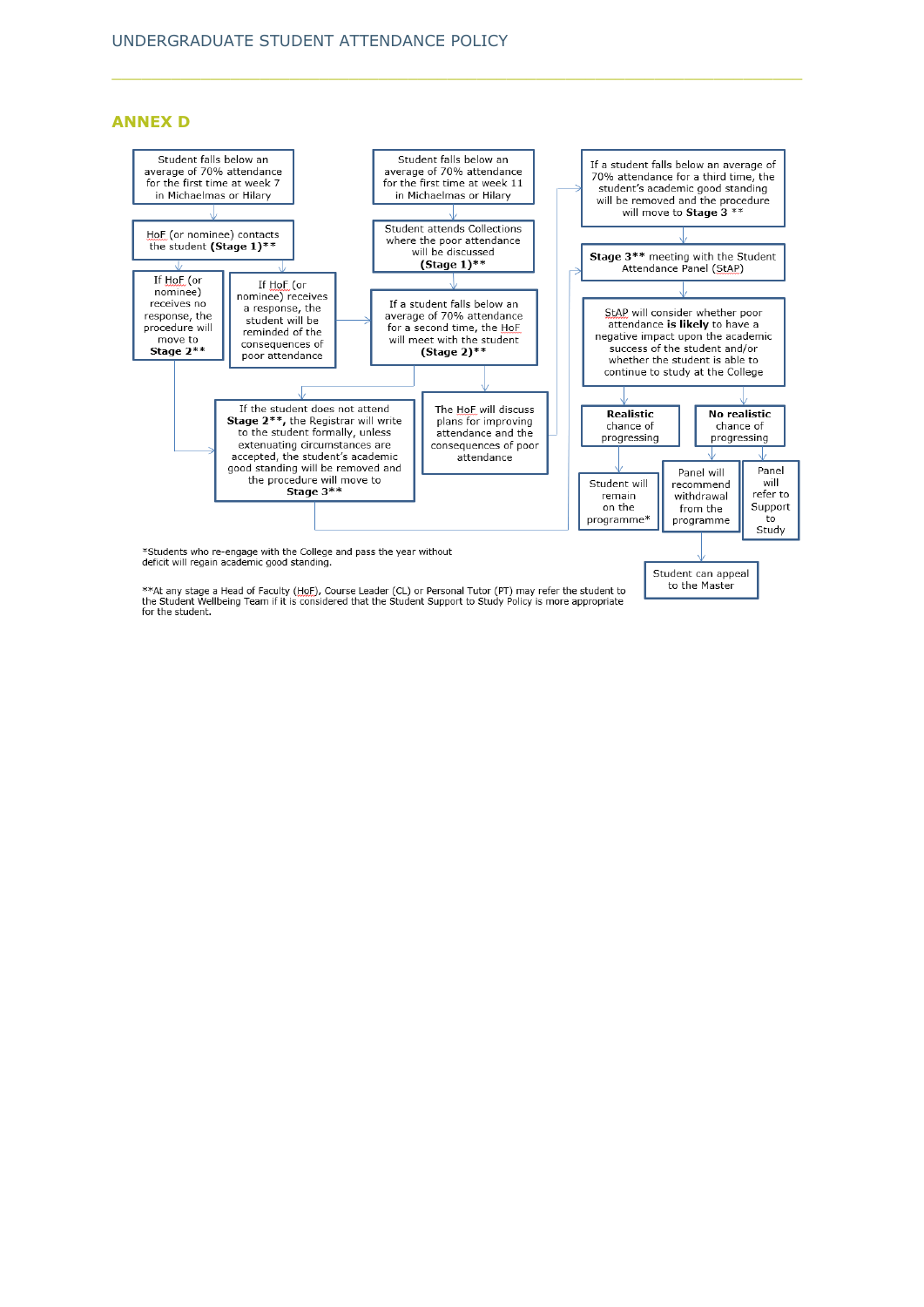## ANNEX D

Student falls below an average of 70% attendance for the first time at week 7 in Michaelmas or Hilary

HoF (or nominee) contacts the student **(Stage 1)****

If HoF (or nominee) receives no response, the procedure will move to **Stage 2****

If HoF (or nominee) receives a response, the student will be reminded of the consequences of poor attendance

Student falls below an average of 70% attendance for the first time at week 11 in Michaelmas or Hilary

Student attends Collections where the poor attendance will be discussed **(Stage 1)****

If a student falls below an average of 70% attendance for a second time, the HoF will meet with the student **(Stage 2)****

The HoF will discuss plans for improving attendance and the consequences of poor attendance

If the student does not attend **Stage 2****, the Registrar will write to the student formally, unless extenuating circumstances are accepted, the student's academic good standing will be removed and the procedure will move to **Stage 3****

If a student falls below an average of 70% attendance for a third time, the student's academic good standing will be removed and the procedure will move to **Stage 3** **

**Stage 3**** meeting with the Student Attendance Panel (StAP)

StAP will consider whether poor attendance **is likely** to have a negative impact upon the academic success of the student and/or whether the student is able to continue to study at the College

**Realistic** chance of progressing

- Student will remain on the programme*

**No realistic** chance of progressing

- Panel will recommend withdrawal from the programme
  - Student can appeal to the Master
- Panel will refer to Support to Study

*Students who re-engage with the College and pass the year without deficit will regain academic good standing.

**At any stage a Head of Faculty (HoF), Course Leader (CL) or Personal Tutor (PT) may refer the student to the Student Wellbeing Team if it is considered that the Student Support to Study Policy is more appropriate for the student.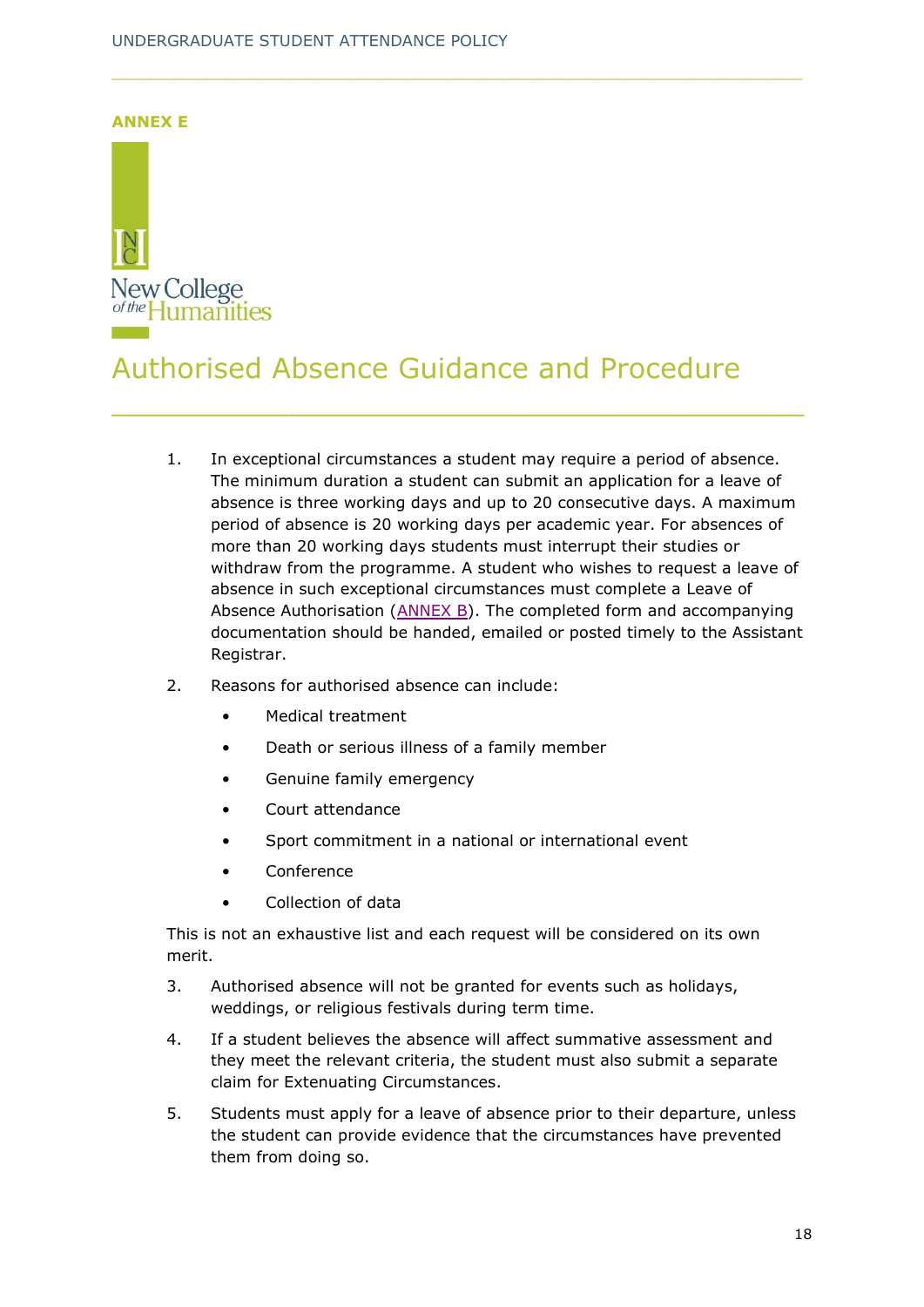**ANNEX E**

New College of the Humanities

# Authorised Absence Guidance and Procedure

1. In exceptional circumstances a student may require a period of absence. The minimum duration a student can submit an application for a leave of absence is three working days and up to 20 consecutive days. A maximum period of absence is 20 working days per academic year. For absences of more than 20 working days students must interrupt their studies or withdraw from the programme. A student who wishes to request a leave of absence in such exceptional circumstances must complete a Leave of Absence Authorisation (ANNEX B). The completed form and accompanying documentation should be handed, emailed or posted timely to the Assistant Registrar.

2. Reasons for authorised absence can include:

   - Medical treatment
   - Death or serious illness of a family member
   - Genuine family emergency
   - Court attendance
   - Sport commitment in a national or international event
   - Conference
   - Collection of data

This is not an exhaustive list and each request will be considered on its own merit.

3. Authorised absence will not be granted for events such as holidays, weddings, or religious festivals during term time.

4. If a student believes the absence will affect summative assessment and they meet the relevant criteria, the student must also submit a separate claim for Extenuating Circumstances.

5. Students must apply for a leave of absence prior to their departure, unless the student can provide evidence that the circumstances have prevented them from doing so.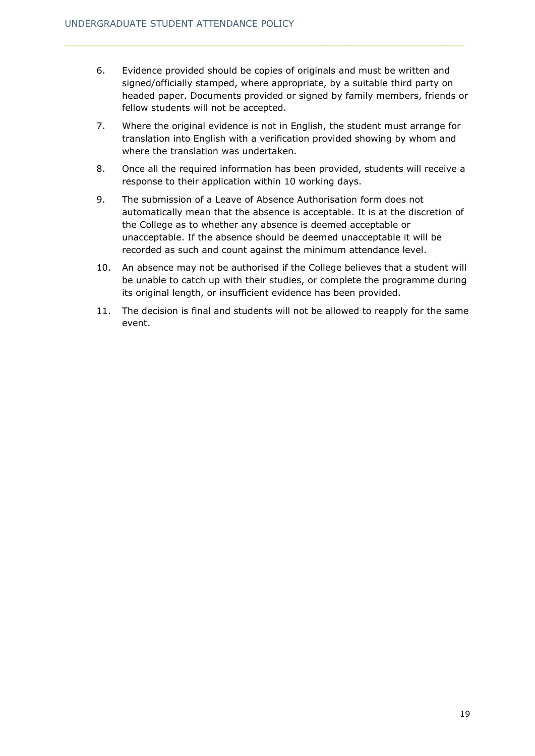6. Evidence provided should be copies of originals and must be written and signed/officially stamped, where appropriate, by a suitable third party on headed paper. Documents provided or signed by family members, friends or fellow students will not be accepted.

7. Where the original evidence is not in English, the student must arrange for translation into English with a verification provided showing by whom and where the translation was undertaken.

8. Once all the required information has been provided, students will receive a response to their application within 10 working days.

9. The submission of a Leave of Absence Authorisation form does not automatically mean that the absence is acceptable. It is at the discretion of the College as to whether any absence is deemed acceptable or unacceptable. If the absence should be deemed unacceptable it will be recorded as such and count against the minimum attendance level.

10. An absence may not be authorised if the College believes that a student will be unable to catch up with their studies, or complete the programme during its original length, or insufficient evidence has been provided.

11. The decision is final and students will not be allowed to reapply for the same event.